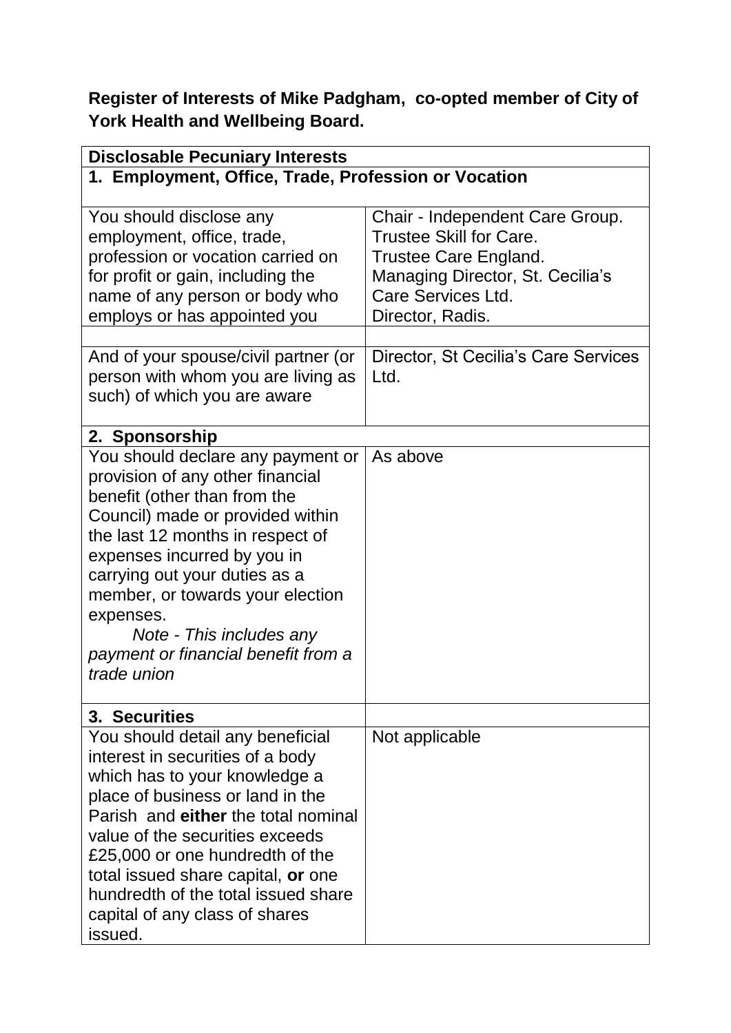**Register of Interests of Mike Padgham, co-opted member of City of York Health and Wellbeing Board.**

| **Disclosable Pecuniary Interests** | |
|---|---|
| **1. Employment, Office, Trade, Profession or Vocation** | |
| You should disclose any employment, office, trade, profession or vocation carried on for profit or gain, including the name of any person or body who employs or has appointed you | Chair - Independent Care Group.<br>Trustee Skill for Care.<br>Trustee Care England.<br>Managing Director, St. Cecilia's Care Services Ltd.<br>Director, Radis. |
| | |
| And of your spouse/civil partner (or person with whom you are living as such) of which you are aware | Director, St Cecilia's Care Services Ltd. |
| **2. Sponsorship** | |
| You should declare any payment or provision of any other financial benefit (other than from the Council) made or provided within the last 12 months in respect of expenses incurred by you in carrying out your duties as a member, or towards your election expenses.<br>*Note - This includes any payment or financial benefit from a trade union* | As above |
| **3. Securities** | |
| You should detail any beneficial interest in securities of a body which has to your knowledge a place of business or land in the Parish and **either** the total nominal value of the securities exceeds £25,000 or one hundredth of the total issued share capital, **or** one hundredth of the total issued share capital of any class of shares issued. | Not applicable |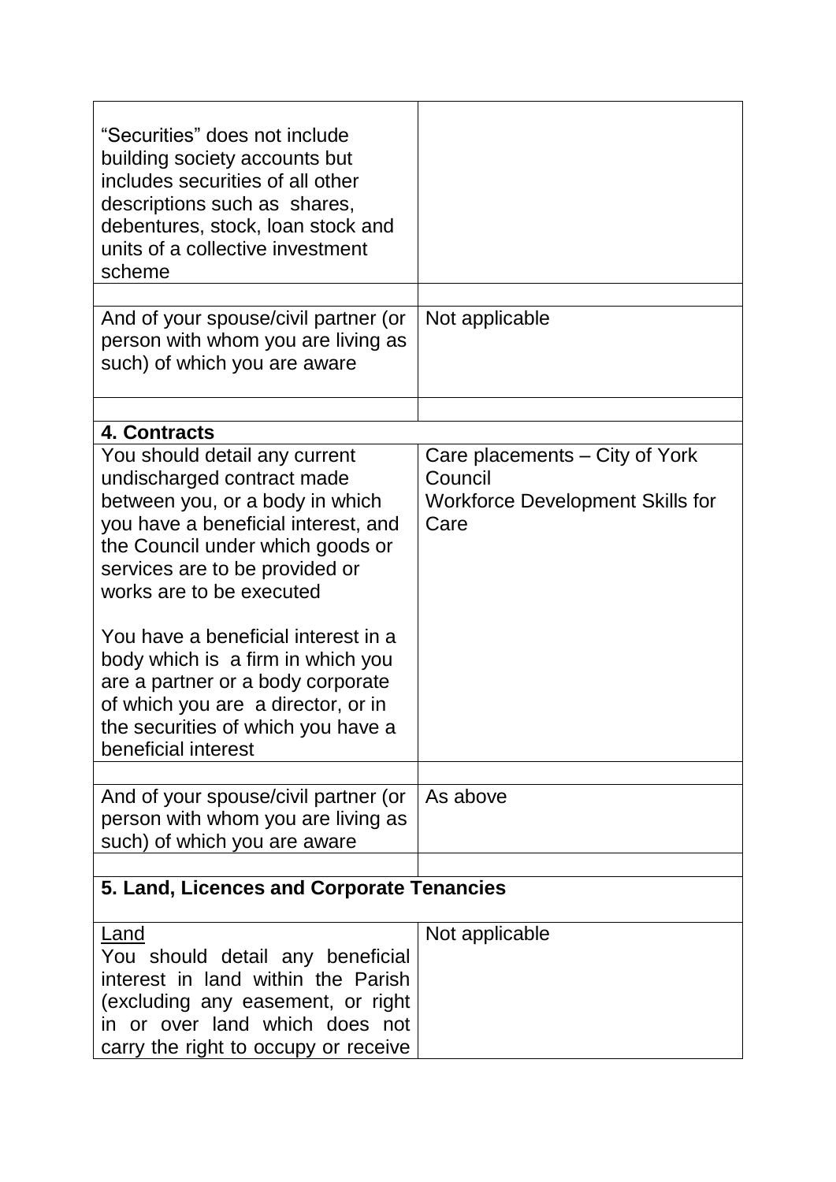| | |
|---|---|
| "Securities" does not include building society accounts but includes securities of all other descriptions such as shares, debentures, stock, loan stock and units of a collective investment scheme | |
| | |
| And of your spouse/civil partner (or person with whom you are living as such) of which you are aware | Not applicable |
| | |
| **4. Contracts** | |
| You should detail any current undischarged contract made between you, or a body in which you have a beneficial interest, and the Council under which goods or services are to be provided or works are to be executed<br><br>You have a beneficial interest in a body which is a firm in which you are a partner or a body corporate of which you are a director, or in the securities of which you have a beneficial interest | Care placements – City of York Council<br>Workforce Development Skills for Care |
| | |
| And of your spouse/civil partner (or person with whom you are living as such) of which you are aware | As above |
| | |
| **5. Land, Licences and Corporate Tenancies** | |
| <u>Land</u><br>You should detail any beneficial interest in land within the Parish (excluding any easement, or right in or over land which does not carry the right to occupy or receive | Not applicable |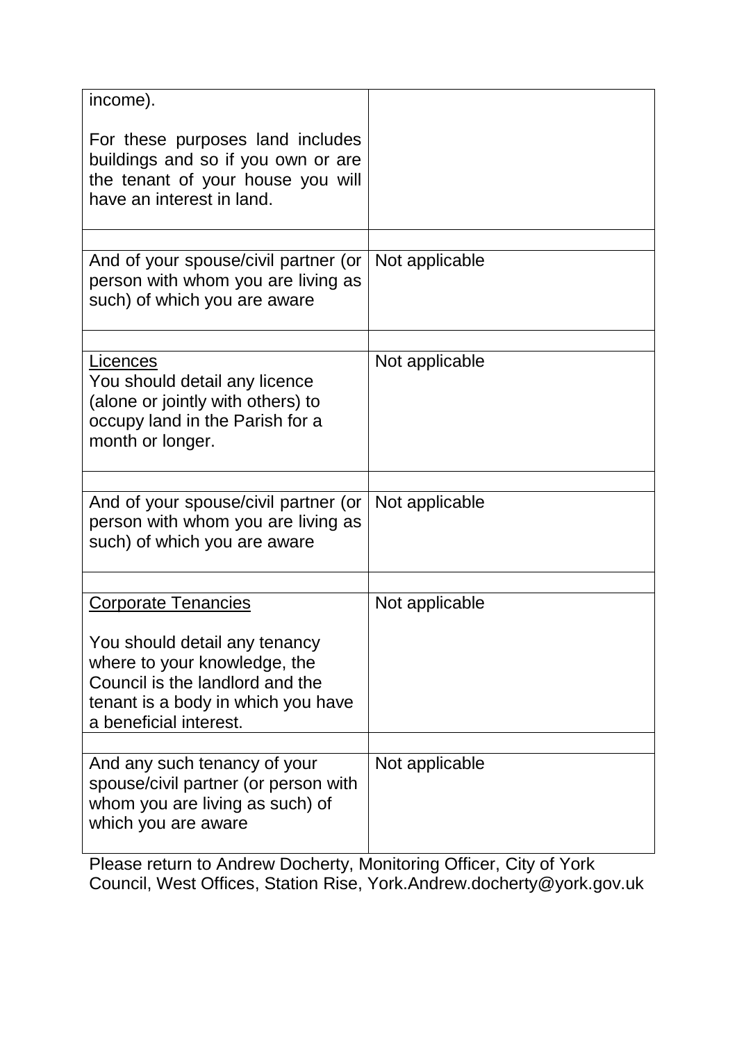| | |
|---|---|
| income).<br><br>For these purposes land includes buildings and so if you own or are the tenant of your house you will have an interest in land. | |
| | |
| And of your spouse/civil partner (or person with whom you are living as such) of which you are aware | Not applicable |
| | |
| Licences<br>You should detail any licence (alone or jointly with others) to occupy land in the Parish for a month or longer. | Not applicable |
| | |
| And of your spouse/civil partner (or person with whom you are living as such) of which you are aware | Not applicable |
| | |
| Corporate Tenancies<br><br>You should detail any tenancy where to your knowledge, the Council is the landlord and the tenant is a body in which you have a beneficial interest. | Not applicable |
| | |
| And any such tenancy of your spouse/civil partner (or person with whom you are living as such) of which you are aware | Not applicable |

Please return to Andrew Docherty, Monitoring Officer, City of York Council, West Offices, Station Rise, York.Andrew.docherty@york.gov.uk